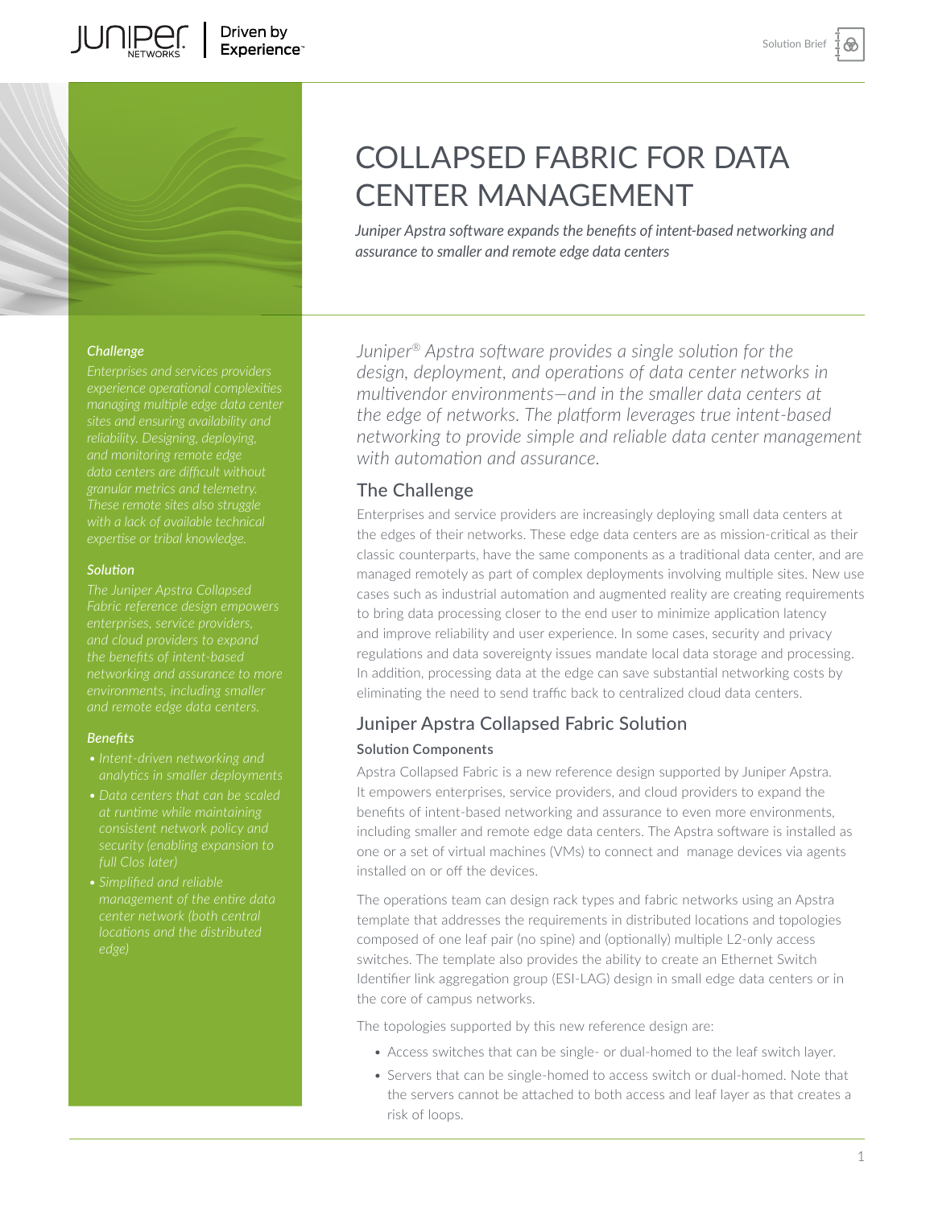# COLLAPSED FABRIC FOR DATA CENTER MANAGEMENT

*Juniper Apstra software expands the benefits of intent-based networking and assurance to smaller and remote edge data centers*

### *Challenge*

*Enterprises and services providers experience operational complexities managing multiple edge data center sites and ensuring availability and reliability. Designing, deploying, and monitoring remote edge data centers are difficult without granular metrics and telemetry. These remote sites also struggle with a lack of available technical expertise or tribal knowledge.*

### *Solution*

*The Juniper Apstra Collapsed Fabric reference design empowers enterprises, service providers, and cloud providers to expand the benefits of intent-based networking and assurance to more environments, including smaller and remote edge data centers.*

### *Benefits*

- *Intent-driven networking and analytics in smaller deployments*
- *Data centers that can be scaled at runtime while maintaining consistent network policy and security (enabling expansion to full Clos later)*
- *Simplified and reliable management of the entire data center network (both central locations and the distributed edge)*

*Juniper® Apstra software provides a single solution for the design, deployment, and operations of data center networks in multivendor environments—and in the smaller data centers at the edge of networks. The platform leverages true intent-based networking to provide simple and reliable data center management with automation and assurance.*

## The Challenge

Enterprises and service providers are increasingly deploying small data centers at the edges of their networks. These edge data centers are as mission-critical as their classic counterparts, have the same components as a traditional data center, and are managed remotely as part of complex deployments involving multiple sites. New use cases such as industrial automation and augmented reality are creating requirements to bring data processing closer to the end user to minimize application latency and improve reliability and user experience. In some cases, security and privacy regulations and data sovereignty issues mandate local data storage and processing. In addition, processing data at the edge can save substantial networking costs by eliminating the need to send traffic back to centralized cloud data centers.

## Juniper Apstra Collapsed Fabric Solution

### Solution Components

Apstra Collapsed Fabric is a new reference design supported by Juniper Apstra. It empowers enterprises, service providers, and cloud providers to expand the benefits of intent-based networking and assurance to even more environments, including smaller and remote edge data centers. The Apstra software is installed as one or a set of virtual machines (VMs) to connect and manage devices via agents installed on or off the devices.

The operations team can design rack types and fabric networks using an Apstra template that addresses the requirements in distributed locations and topologies composed of one leaf pair (no spine) and (optionally) multiple L2-only access switches. The template also provides the ability to create an Ethernet Switch Identifier link aggregation group (ESI-LAG) design in small edge data centers or in the core of campus networks.

The topologies supported by this new reference design are:

- Access switches that can be single- or dual-homed to the leaf switch layer.
- Servers that can be single-homed to access switch or dual-homed. Note that the servers cannot be attached to both access and leaf layer as that creates a risk of loops.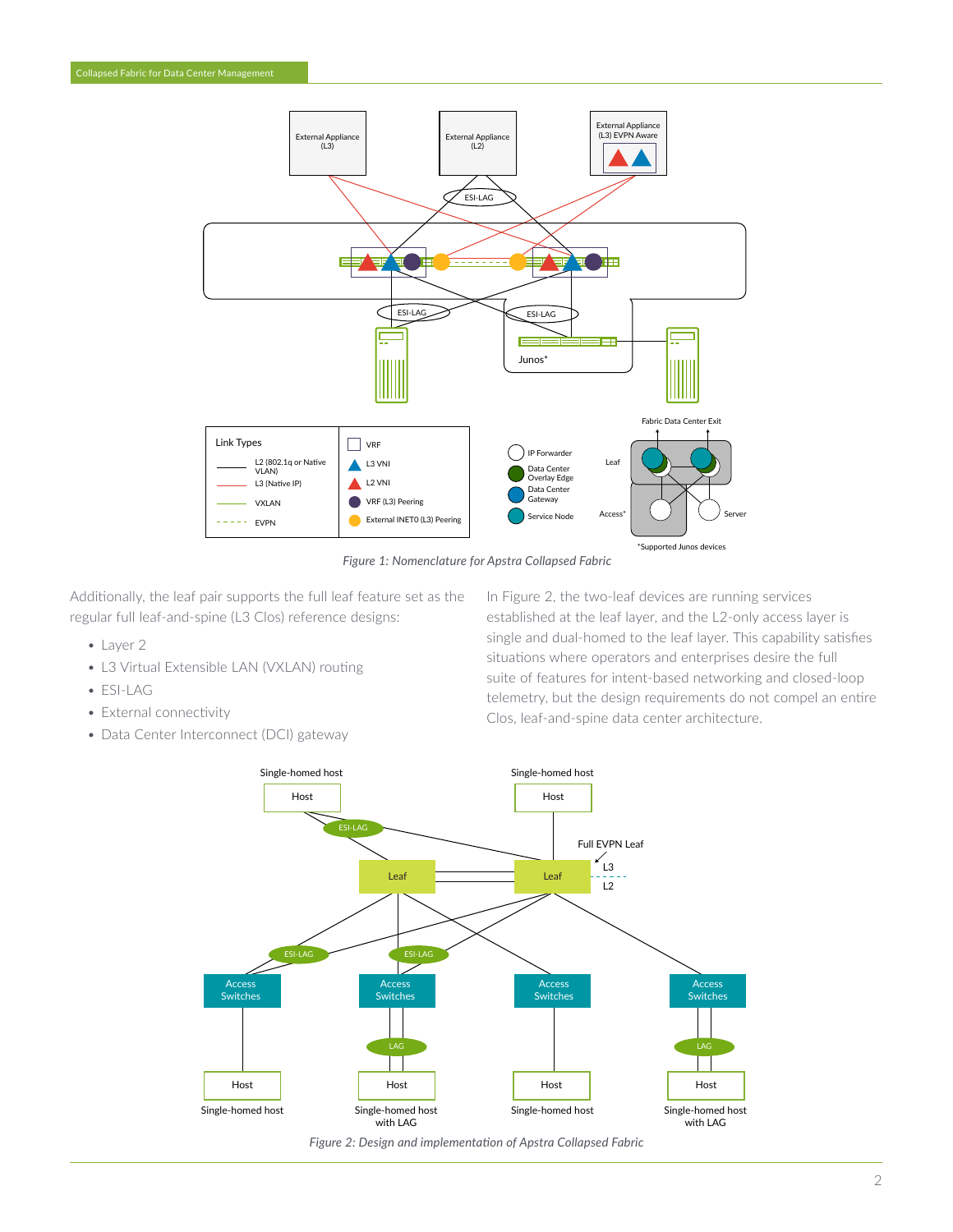*Figure 1: Nomenclature for Apstra Collapsed Fabric*

Additionally, the leaf pair supports the full leaf feature set as the regular full leaf-and-spine (L3 Clos) reference designs:

- Layer 2
- L3 Virtual Extensible LAN (VXLAN) routing
- ESI-LAG
- External connectivity
- Data Center Interconnect (DCI) gateway

In Figure 2, the two-leaf devices are running services established at the leaf layer, and the L2-only access layer is single and dual-homed to the leaf layer. This capability satisfies situations where operators and enterprises desire the full suite of features for intent-based networking and closed-loop telemetry, but the design requirements do not compel an entire Clos, leaf-and-spine data center architecture.

*Figure 2: Design and implementation of Apstra Collapsed Fabric*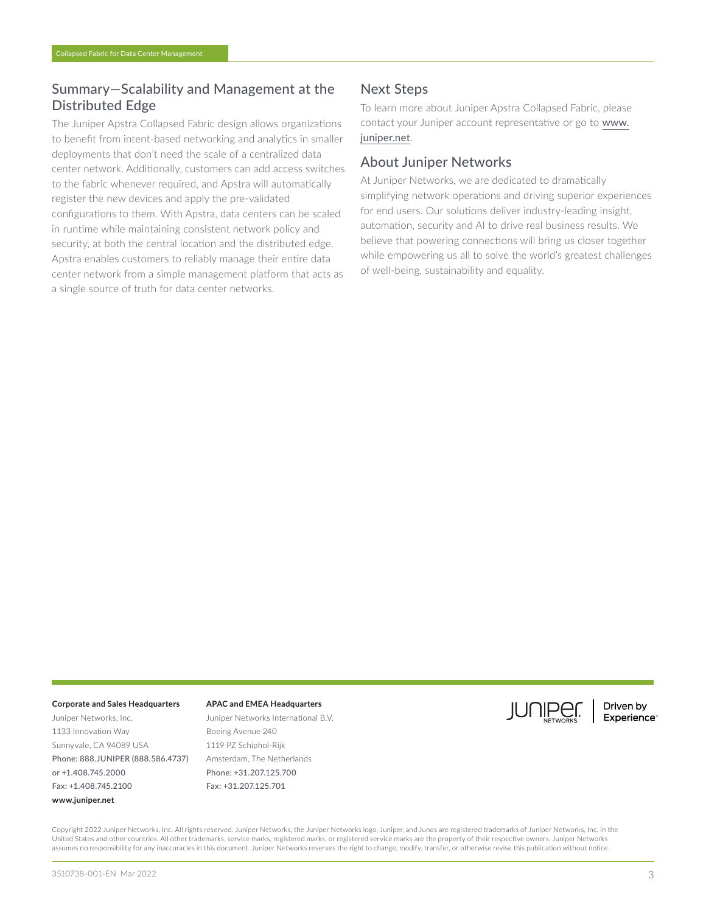## Summary—Scalability and Management at the Distributed Edge

The Juniper Apstra Collapsed Fabric design allows organizations to benefit from intent-based networking and analytics in smaller deployments that don't need the scale of a centralized data center network. Additionally, customers can add access switches to the fabric whenever required, and Apstra will automatically register the new devices and apply the pre-validated configurations to them. With Apstra, data centers can be scaled in runtime while maintaining consistent network policy and security, at both the central location and the distributed edge. Apstra enables customers to reliably manage their entire data center network from a simple management platform that acts as a single source of truth for data center networks.

## Next Steps

To learn more about Juniper Apstra Collapsed Fabric, please contact your Juniper account representative or go to www.juniper.net.

## About Juniper Networks

At Juniper Networks, we are dedicated to dramatically simplifying network operations and driving superior experiences for end users. Our solutions deliver industry-leading insight, automation, security and AI to drive real business results. We believe that powering connections will bring us closer together while empowering us all to solve the world's greatest challenges of well-being, sustainability and equality.

**Corporate and Sales Headquarters**
Juniper Networks, Inc.
1133 Innovation Way
Sunnyvale, CA 94089 USA
Phone: 888.JUNIPER (888.586.4737)
or +1.408.745.2000
Fax: +1.408.745.2100
**www.juniper.net**

**APAC and EMEA Headquarters**
Juniper Networks International B.V.
Boeing Avenue 240
1119 PZ Schiphol-Rijk
Amsterdam, The Netherlands
Phone: +31.207.125.700
Fax: +31.207.125.701

Juniper Networks | Driven by Experience

Copyright 2022 Juniper Networks, Inc. All rights reserved. Juniper Networks, the Juniper Networks logo, Juniper, and Junos are registered trademarks of Juniper Networks, Inc. in the United States and other countries. All other trademarks, service marks, registered marks, or registered service marks are the property of their respective owners. Juniper Networks assumes no responsibility for any inaccuracies in this document. Juniper Networks reserves the right to change, modify, transfer, or otherwise revise this publication without notice.

3510738-001-EN Mar 2022